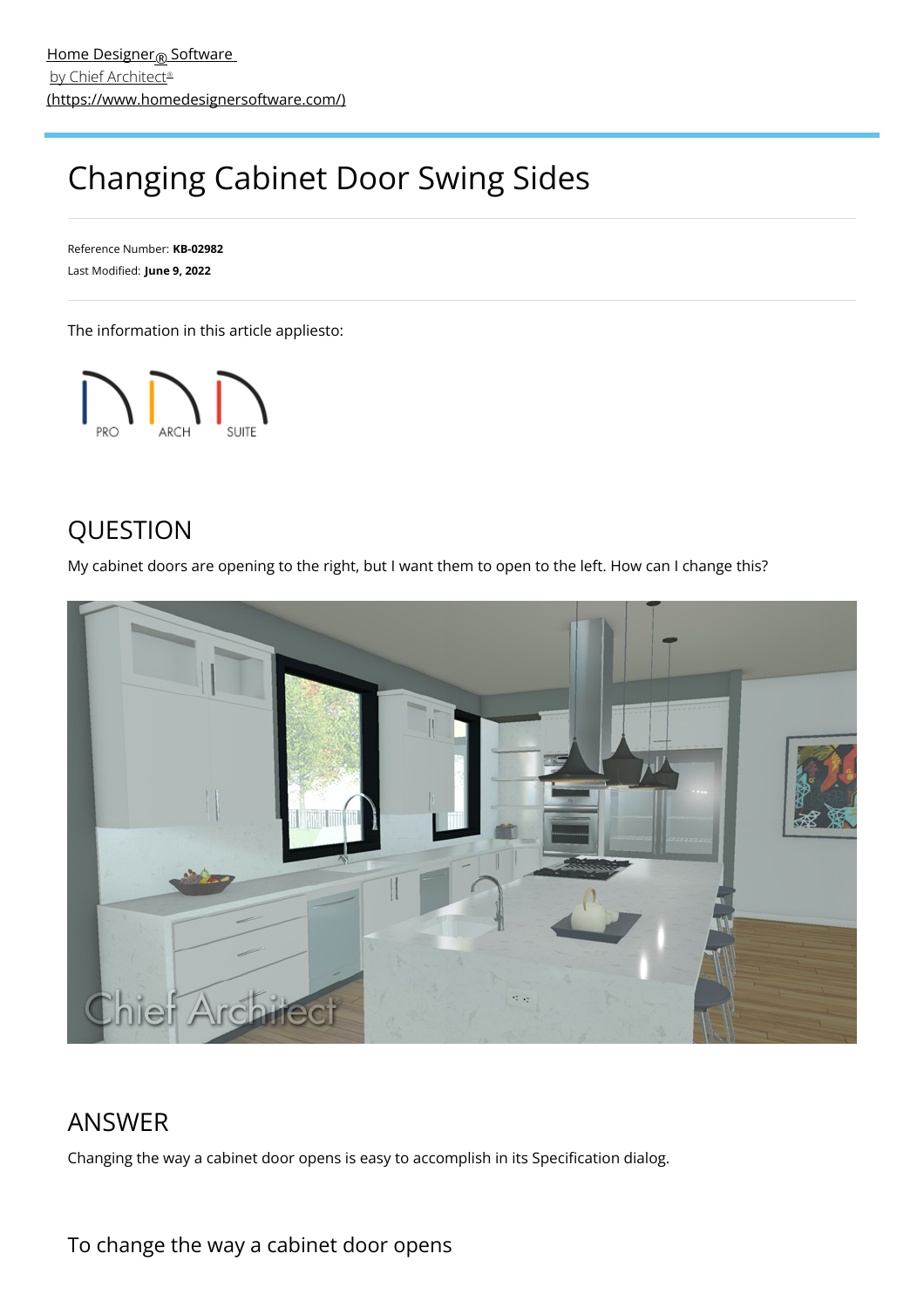[Home Designer® Software by Chief Architect® (https://www.homedesignersoftware.com/)](https://www.homedesignersoftware.com/)

# Changing Cabinet Door Swing Sides

Reference Number: **KB-02982**
Last Modified: **June 9, 2022**

The information in this article appliesto:

PRO ARCH SUITE

## QUESTION

My cabinet doors are opening to the right, but I want them to open to the left. How can I change this?

## ANSWER

Changing the way a cabinet door opens is easy to accomplish in its Specification dialog.

### To change the way a cabinet door opens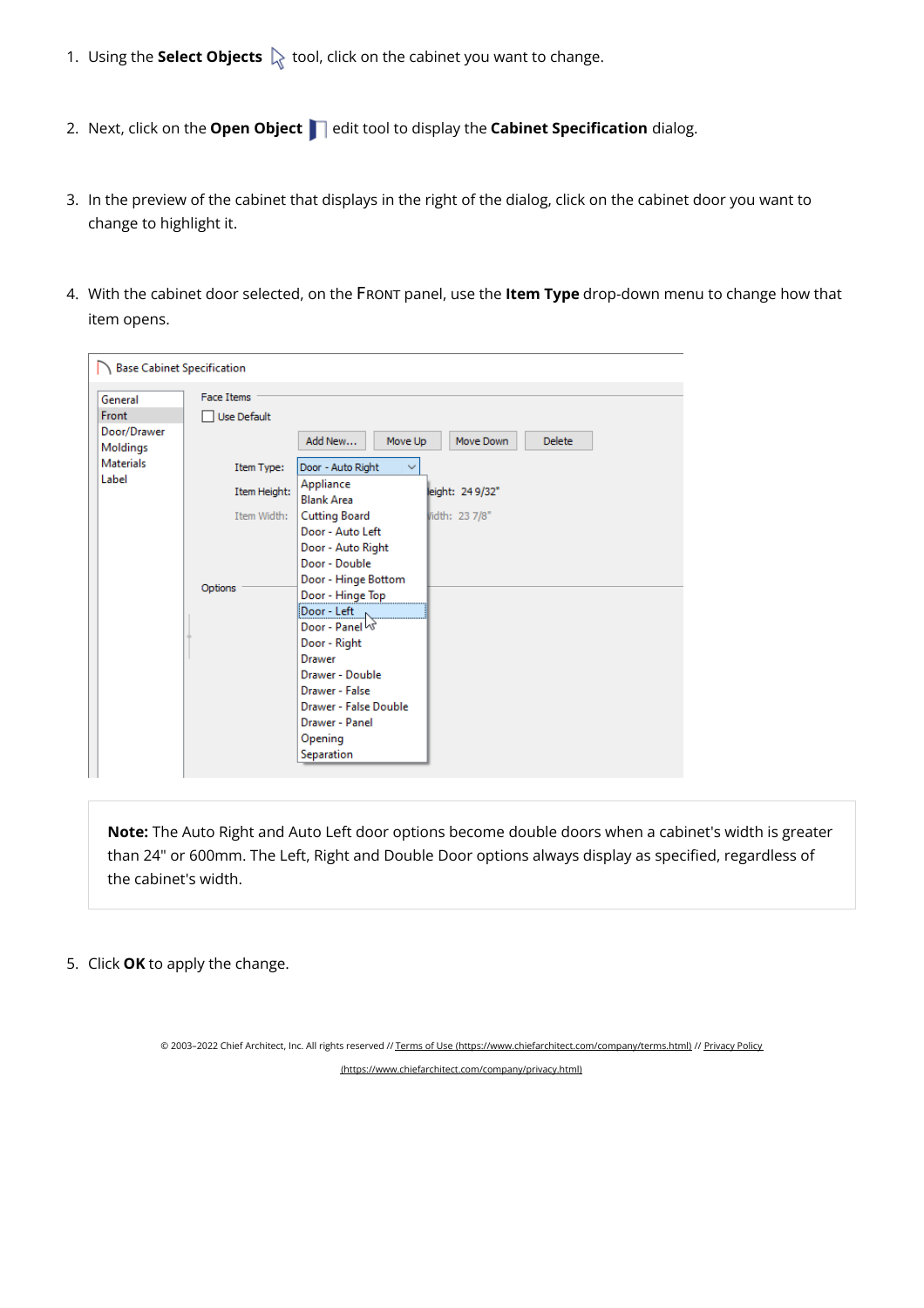1. Using the **Select Objects** tool, click on the cabinet you want to change.

2. Next, click on the **Open Object** edit tool to display the **Cabinet Specification** dialog.

3. In the preview of the cabinet that displays in the right of the dialog, click on the cabinet door you want to change to highlight it.

4. With the cabinet door selected, on the FRONT panel, use the **Item Type** drop-down menu to change how that item opens.

   **Note:** The Auto Right and Auto Left door options become double doors when a cabinet's width is greater than 24" or 600mm. The Left, Right and Double Door options always display as specified, regardless of the cabinet's width.

5. Click **OK** to apply the change.

© 2003–2022 Chief Architect, Inc. All rights reserved // Terms of Use (https://www.chiefarchitect.com/company/terms.html) // Privacy Policy (https://www.chiefarchitect.com/company/privacy.html)